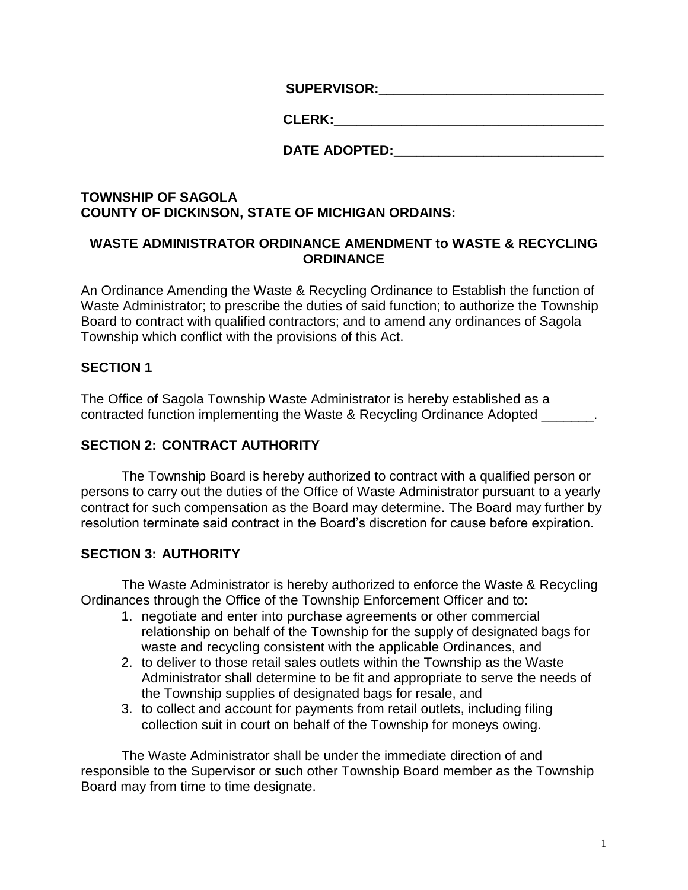**SUPERVISOR:**______________________________

**CLERK:**____________________________________

**DATE ADOPTED:**____________________________

**TOWNSHIP OF SAGOLA**
**COUNTY OF DICKINSON, STATE OF MICHIGAN ORDAINS:**

## WASTE ADMINISTRATOR ORDINANCE AMENDMENT to WASTE & RECYCLING ORDINANCE

An Ordinance Amending the Waste & Recycling Ordinance to Establish the function of Waste Administrator; to prescribe the duties of said function; to authorize the Township Board to contract with qualified contractors; and to amend any ordinances of Sagola Township which conflict with the provisions of this Act.

### SECTION 1

The Office of Sagola Township Waste Administrator is hereby established as a contracted function implementing the Waste & Recycling Ordinance Adopted _______.

### SECTION 2: CONTRACT AUTHORITY

The Township Board is hereby authorized to contract with a qualified person or persons to carry out the duties of the Office of Waste Administrator pursuant to a yearly contract for such compensation as the Board may determine. The Board may further by resolution terminate said contract in the Board's discretion for cause before expiration.

### SECTION 3: AUTHORITY

The Waste Administrator is hereby authorized to enforce the Waste & Recycling Ordinances through the Office of the Township Enforcement Officer and to:

1. negotiate and enter into purchase agreements or other commercial relationship on behalf of the Township for the supply of designated bags for waste and recycling consistent with the applicable Ordinances, and
2. to deliver to those retail sales outlets within the Township as the Waste Administrator shall determine to be fit and appropriate to serve the needs of the Township supplies of designated bags for resale, and
3. to collect and account for payments from retail outlets, including filing collection suit in court on behalf of the Township for moneys owing.

The Waste Administrator shall be under the immediate direction of and responsible to the Supervisor or such other Township Board member as the Township Board may from time to time designate.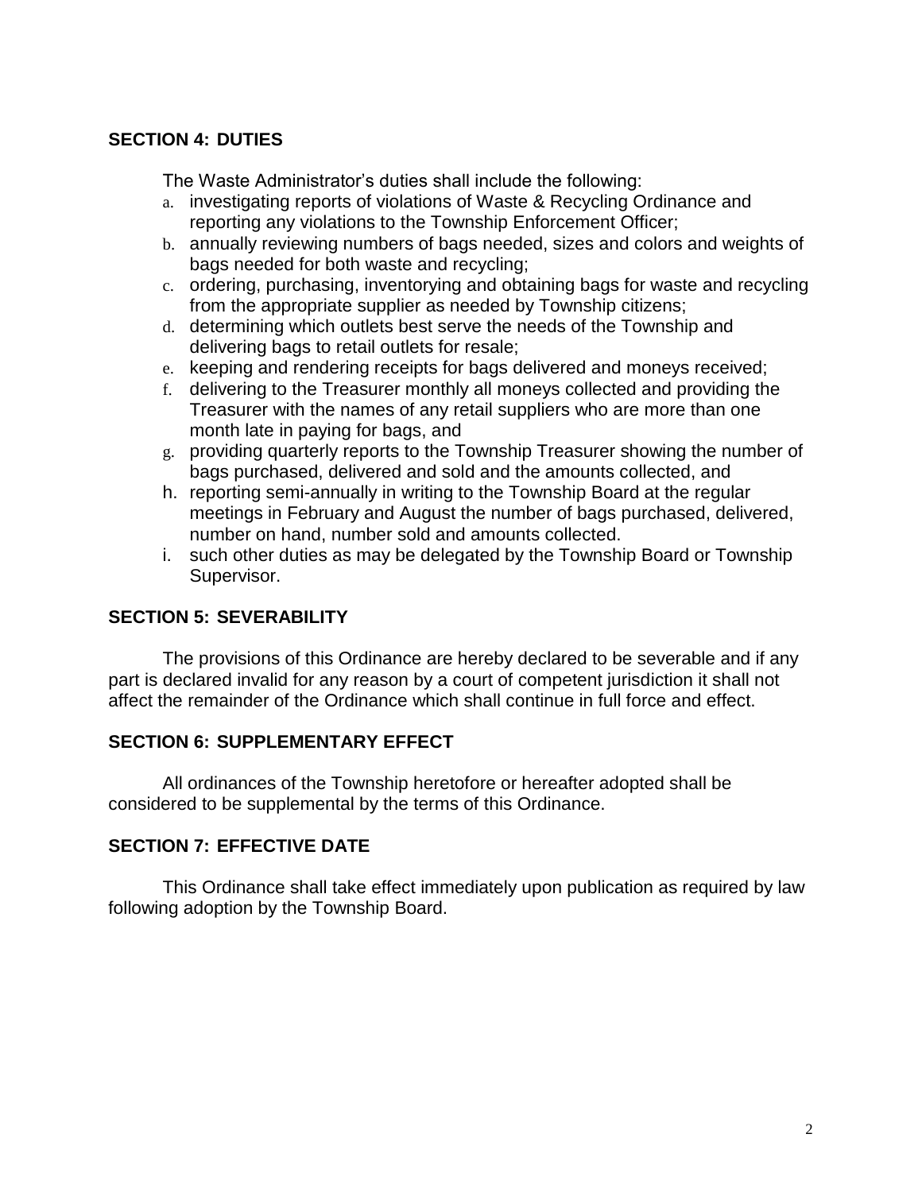**SECTION 4: DUTIES**

The Waste Administrator's duties shall include the following:

a. investigating reports of violations of Waste & Recycling Ordinance and reporting any violations to the Township Enforcement Officer;
b. annually reviewing numbers of bags needed, sizes and colors and weights of bags needed for both waste and recycling;
c. ordering, purchasing, inventorying and obtaining bags for waste and recycling from the appropriate supplier as needed by Township citizens;
d. determining which outlets best serve the needs of the Township and delivering bags to retail outlets for resale;
e. keeping and rendering receipts for bags delivered and moneys received;
f. delivering to the Treasurer monthly all moneys collected and providing the Treasurer with the names of any retail suppliers who are more than one month late in paying for bags, and
g. providing quarterly reports to the Township Treasurer showing the number of bags purchased, delivered and sold and the amounts collected, and
h. reporting semi-annually in writing to the Township Board at the regular meetings in February and August the number of bags purchased, delivered, number on hand, number sold and amounts collected.
i. such other duties as may be delegated by the Township Board or Township Supervisor.

**SECTION 5: SEVERABILITY**

The provisions of this Ordinance are hereby declared to be severable and if any part is declared invalid for any reason by a court of competent jurisdiction it shall not affect the remainder of the Ordinance which shall continue in full force and effect.

**SECTION 6: SUPPLEMENTARY EFFECT**

All ordinances of the Township heretofore or hereafter adopted shall be considered to be supplemental by the terms of this Ordinance.

**SECTION 7: EFFECTIVE DATE**

This Ordinance shall take effect immediately upon publication as required by law following adoption by the Township Board.